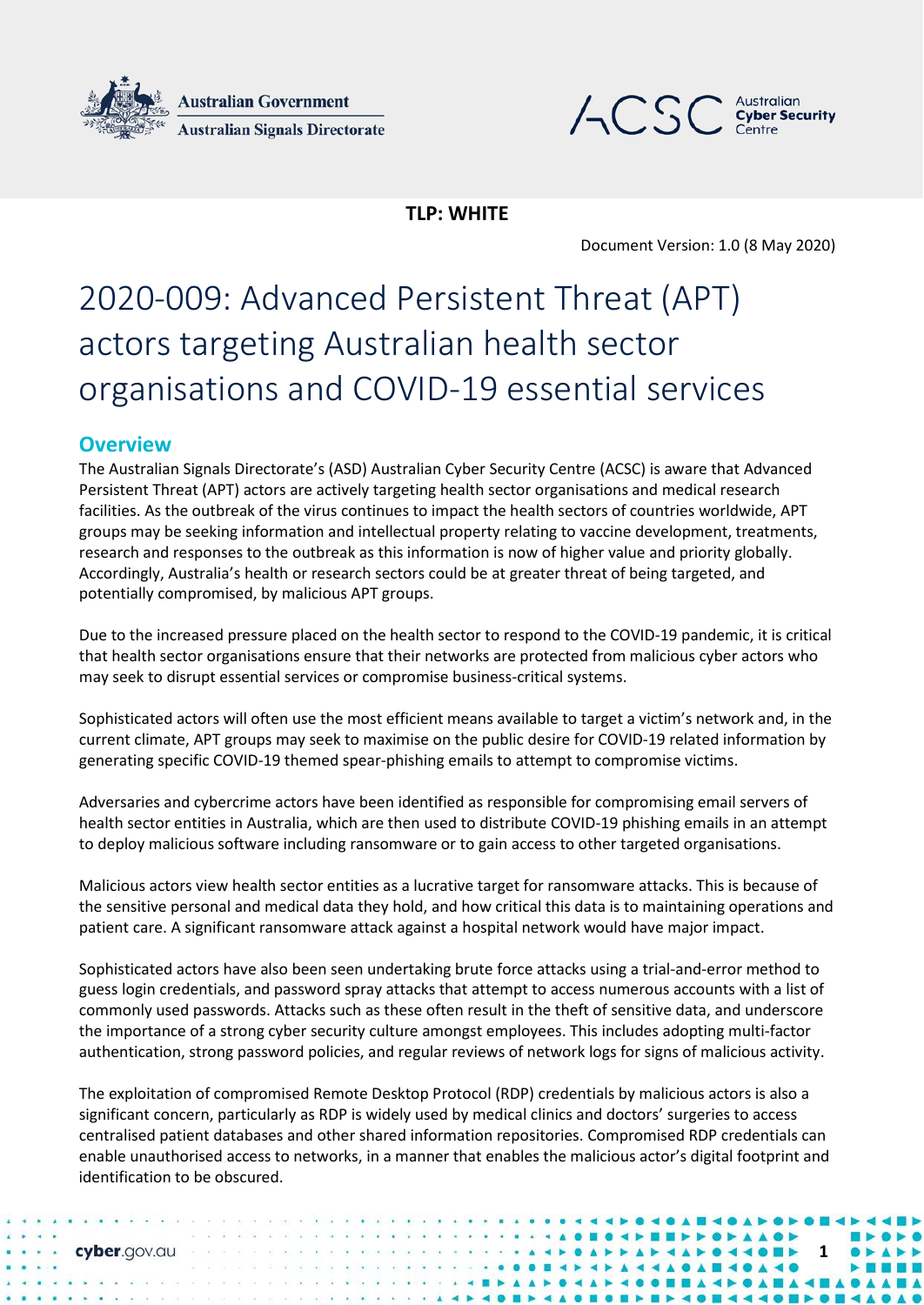Australian Government
Australian Signals Directorate

ACSC Australian Cyber Security Centre

**TLP: WHITE**

Document Version: 1.0 (8 May 2020)

# 2020-009: Advanced Persistent Threat (APT) actors targeting Australian health sector organisations and COVID-19 essential services

## Overview

The Australian Signals Directorate's (ASD) Australian Cyber Security Centre (ACSC) is aware that Advanced Persistent Threat (APT) actors are actively targeting health sector organisations and medical research facilities. As the outbreak of the virus continues to impact the health sectors of countries worldwide, APT groups may be seeking information and intellectual property relating to vaccine development, treatments, research and responses to the outbreak as this information is now of higher value and priority globally. Accordingly, Australia's health or research sectors could be at greater threat of being targeted, and potentially compromised, by malicious APT groups.

Due to the increased pressure placed on the health sector to respond to the COVID-19 pandemic, it is critical that health sector organisations ensure that their networks are protected from malicious cyber actors who may seek to disrupt essential services or compromise business-critical systems.

Sophisticated actors will often use the most efficient means available to target a victim's network and, in the current climate, APT groups may seek to maximise on the public desire for COVID-19 related information by generating specific COVID-19 themed spear-phishing emails to attempt to compromise victims.

Adversaries and cybercrime actors have been identified as responsible for compromising email servers of health sector entities in Australia, which are then used to distribute COVID-19 phishing emails in an attempt to deploy malicious software including ransomware or to gain access to other targeted organisations.

Malicious actors view health sector entities as a lucrative target for ransomware attacks. This is because of the sensitive personal and medical data they hold, and how critical this data is to maintaining operations and patient care. A significant ransomware attack against a hospital network would have major impact.

Sophisticated actors have also been seen undertaking brute force attacks using a trial-and-error method to guess login credentials, and password spray attacks that attempt to access numerous accounts with a list of commonly used passwords. Attacks such as these often result in the theft of sensitive data, and underscore the importance of a strong cyber security culture amongst employees. This includes adopting multi-factor authentication, strong password policies, and regular reviews of network logs for signs of malicious activity.

The exploitation of compromised Remote Desktop Protocol (RDP) credentials by malicious actors is also a significant concern, particularly as RDP is widely used by medical clinics and doctors' surgeries to access centralised patient databases and other shared information repositories. Compromised RDP credentials can enable unauthorised access to networks, in a manner that enables the malicious actor's digital footprint and identification to be obscured.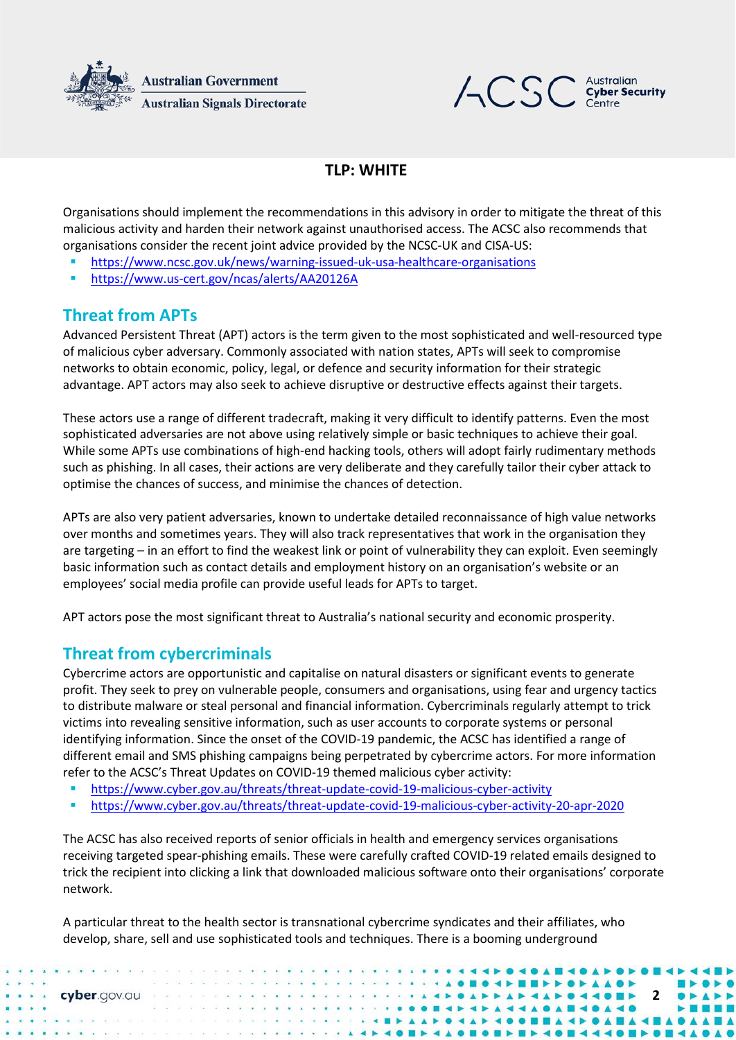**TLP: WHITE**

Organisations should implement the recommendations in this advisory in order to mitigate the threat of this malicious activity and harden their network against unauthorised access. The ACSC also recommends that organisations consider the recent joint advice provided by the NCSC-UK and CISA-US:

- https://www.ncsc.gov.uk/news/warning-issued-uk-usa-healthcare-organisations
- https://www.us-cert.gov/ncas/alerts/AA20126A

## Threat from APTs

Advanced Persistent Threat (APT) actors is the term given to the most sophisticated and well-resourced type of malicious cyber adversary. Commonly associated with nation states, APTs will seek to compromise networks to obtain economic, policy, legal, or defence and security information for their strategic advantage. APT actors may also seek to achieve disruptive or destructive effects against their targets.

These actors use a range of different tradecraft, making it very difficult to identify patterns. Even the most sophisticated adversaries are not above using relatively simple or basic techniques to achieve their goal. While some APTs use combinations of high-end hacking tools, others will adopt fairly rudimentary methods such as phishing. In all cases, their actions are very deliberate and they carefully tailor their cyber attack to optimise the chances of success, and minimise the chances of detection.

APTs are also very patient adversaries, known to undertake detailed reconnaissance of high value networks over months and sometimes years. They will also track representatives that work in the organisation they are targeting – in an effort to find the weakest link or point of vulnerability they can exploit. Even seemingly basic information such as contact details and employment history on an organisation's website or an employees' social media profile can provide useful leads for APTs to target.

APT actors pose the most significant threat to Australia's national security and economic prosperity.

## Threat from cybercriminals

Cybercrime actors are opportunistic and capitalise on natural disasters or significant events to generate profit. They seek to prey on vulnerable people, consumers and organisations, using fear and urgency tactics to distribute malware or steal personal and financial information. Cybercriminals regularly attempt to trick victims into revealing sensitive information, such as user accounts to corporate systems or personal identifying information. Since the onset of the COVID-19 pandemic, the ACSC has identified a range of different email and SMS phishing campaigns being perpetrated by cybercrime actors. For more information refer to the ACSC's Threat Updates on COVID-19 themed malicious cyber activity:

- https://www.cyber.gov.au/threats/threat-update-covid-19-malicious-cyber-activity
- https://www.cyber.gov.au/threats/threat-update-covid-19-malicious-cyber-activity-20-apr-2020

The ACSC has also received reports of senior officials in health and emergency services organisations receiving targeted spear-phishing emails. These were carefully crafted COVID-19 related emails designed to trick the recipient into clicking a link that downloaded malicious software onto their organisations' corporate network.

A particular threat to the health sector is transnational cybercrime syndicates and their affiliates, who develop, share, sell and use sophisticated tools and techniques. There is a booming underground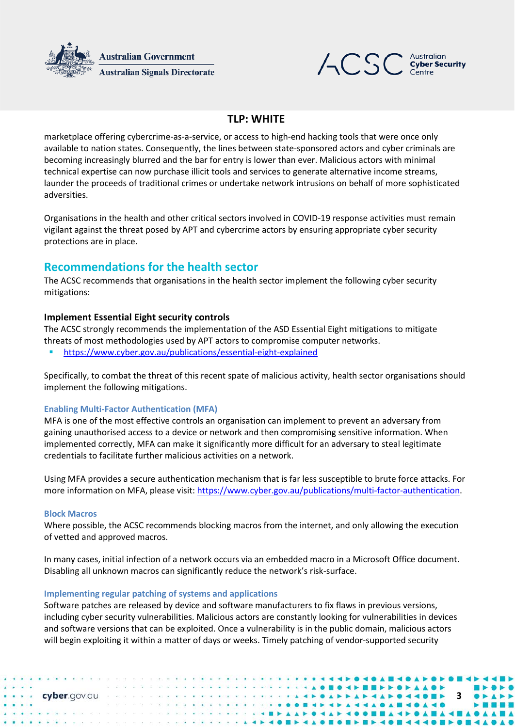**TLP: WHITE**

marketplace offering cybercrime-as-a-service, or access to high-end hacking tools that were once only available to nation states. Consequently, the lines between state-sponsored actors and cyber criminals are becoming increasingly blurred and the bar for entry is lower than ever. Malicious actors with minimal technical expertise can now purchase illicit tools and services to generate alternative income streams, launder the proceeds of traditional crimes or undertake network intrusions on behalf of more sophisticated adversities.

Organisations in the health and other critical sectors involved in COVID-19 response activities must remain vigilant against the threat posed by APT and cybercrime actors by ensuring appropriate cyber security protections are in place.

## Recommendations for the health sector

The ACSC recommends that organisations in the health sector implement the following cyber security mitigations:

### Implement Essential Eight security controls

The ACSC strongly recommends the implementation of the ASD Essential Eight mitigations to mitigate threats of most methodologies used by APT actors to compromise computer networks.

- https://www.cyber.gov.au/publications/essential-eight-explained

Specifically, to combat the threat of this recent spate of malicious activity, health sector organisations should implement the following mitigations.

#### Enabling Multi-Factor Authentication (MFA)

MFA is one of the most effective controls an organisation can implement to prevent an adversary from gaining unauthorised access to a device or network and then compromising sensitive information. When implemented correctly, MFA can make it significantly more difficult for an adversary to steal legitimate credentials to facilitate further malicious activities on a network.

Using MFA provides a secure authentication mechanism that is far less susceptible to brute force attacks. For more information on MFA, please visit: https://www.cyber.gov.au/publications/multi-factor-authentication.

#### Block Macros

Where possible, the ACSC recommends blocking macros from the internet, and only allowing the execution of vetted and approved macros.

In many cases, initial infection of a network occurs via an embedded macro in a Microsoft Office document. Disabling all unknown macros can significantly reduce the network's risk-surface.

#### Implementing regular patching of systems and applications

Software patches are released by device and software manufacturers to fix flaws in previous versions, including cyber security vulnerabilities. Malicious actors are constantly looking for vulnerabilities in devices and software versions that can be exploited. Once a vulnerability is in the public domain, malicious actors will begin exploiting it within a matter of days or weeks. Timely patching of vendor-supported security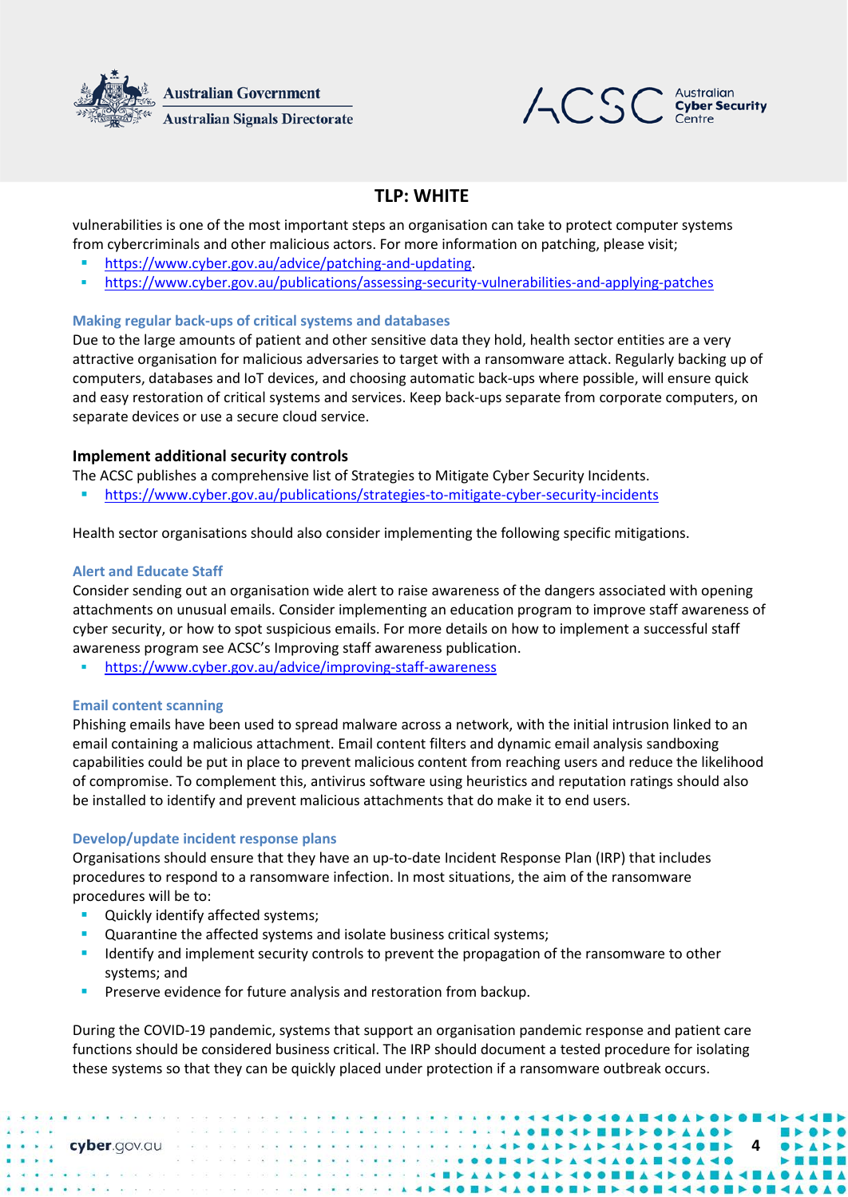vulnerabilities is one of the most important steps an organisation can take to protect computer systems from cybercriminals and other malicious actors. For more information on patching, please visit;

- https://www.cyber.gov.au/advice/patching-and-updating.
- https://www.cyber.gov.au/publications/assessing-security-vulnerabilities-and-applying-patches

### Making regular back-ups of critical systems and databases

Due to the large amounts of patient and other sensitive data they hold, health sector entities are a very attractive organisation for malicious adversaries to target with a ransomware attack. Regularly backing up of computers, databases and IoT devices, and choosing automatic back-ups where possible, will ensure quick and easy restoration of critical systems and services. Keep back-ups separate from corporate computers, on separate devices or use a secure cloud service.

## Implement additional security controls

The ACSC publishes a comprehensive list of Strategies to Mitigate Cyber Security Incidents.

- https://www.cyber.gov.au/publications/strategies-to-mitigate-cyber-security-incidents

Health sector organisations should also consider implementing the following specific mitigations.

### Alert and Educate Staff

Consider sending out an organisation wide alert to raise awareness of the dangers associated with opening attachments on unusual emails. Consider implementing an education program to improve staff awareness of cyber security, or how to spot suspicious emails. For more details on how to implement a successful staff awareness program see ACSC's Improving staff awareness publication.

- https://www.cyber.gov.au/advice/improving-staff-awareness

### Email content scanning

Phishing emails have been used to spread malware across a network, with the initial intrusion linked to an email containing a malicious attachment. Email content filters and dynamic email analysis sandboxing capabilities could be put in place to prevent malicious content from reaching users and reduce the likelihood of compromise. To complement this, antivirus software using heuristics and reputation ratings should also be installed to identify and prevent malicious attachments that do make it to end users.

### Develop/update incident response plans

Organisations should ensure that they have an up-to-date Incident Response Plan (IRP) that includes procedures to respond to a ransomware infection. In most situations, the aim of the ransomware procedures will be to:

- Quickly identify affected systems;
- Quarantine the affected systems and isolate business critical systems;
- Identify and implement security controls to prevent the propagation of the ransomware to other systems; and
- Preserve evidence for future analysis and restoration from backup.

During the COVID-19 pandemic, systems that support an organisation pandemic response and patient care functions should be considered business critical. The IRP should document a tested procedure for isolating these systems so that they can be quickly placed under protection if a ransomware outbreak occurs.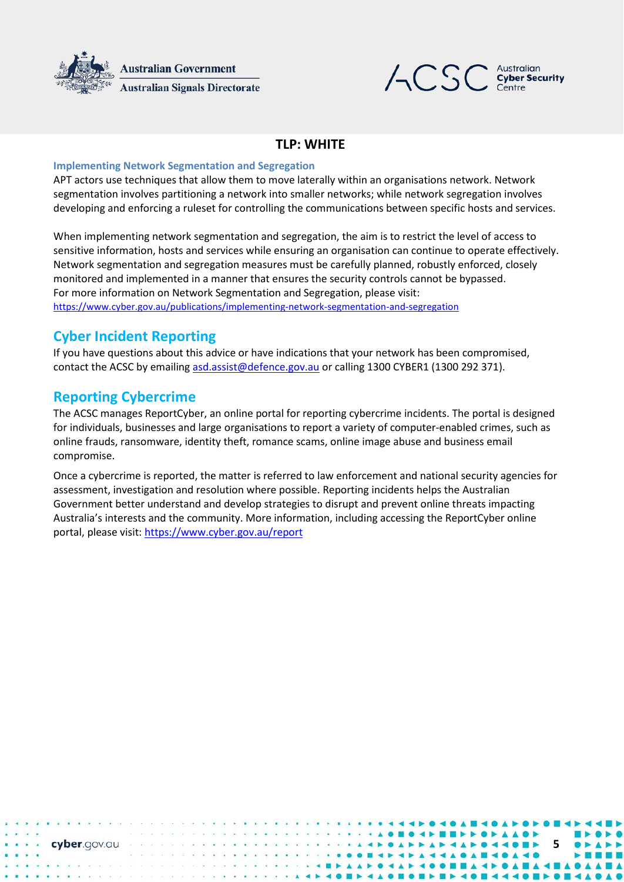**TLP: WHITE**

### Implementing Network Segmentation and Segregation

APT actors use techniques that allow them to move laterally within an organisations network. Network segmentation involves partitioning a network into smaller networks; while network segregation involves developing and enforcing a ruleset for controlling the communications between specific hosts and services.

When implementing network segmentation and segregation, the aim is to restrict the level of access to sensitive information, hosts and services while ensuring an organisation can continue to operate effectively. Network segmentation and segregation measures must be carefully planned, robustly enforced, closely monitored and implemented in a manner that ensures the security controls cannot be bypassed.
For more information on Network Segmentation and Segregation, please visit:
https://www.cyber.gov.au/publications/implementing-network-segmentation-and-segregation

## Cyber Incident Reporting

If you have questions about this advice or have indications that your network has been compromised, contact the ACSC by emailing asd.assist@defence.gov.au or calling 1300 CYBER1 (1300 292 371).

## Reporting Cybercrime

The ACSC manages ReportCyber, an online portal for reporting cybercrime incidents. The portal is designed for individuals, businesses and large organisations to report a variety of computer-enabled crimes, such as online frauds, ransomware, identity theft, romance scams, online image abuse and business email compromise.

Once a cybercrime is reported, the matter is referred to law enforcement and national security agencies for assessment, investigation and resolution where possible. Reporting incidents helps the Australian Government better understand and develop strategies to disrupt and prevent online threats impacting Australia's interests and the community. More information, including accessing the ReportCyber online portal, please visit: https://www.cyber.gov.au/report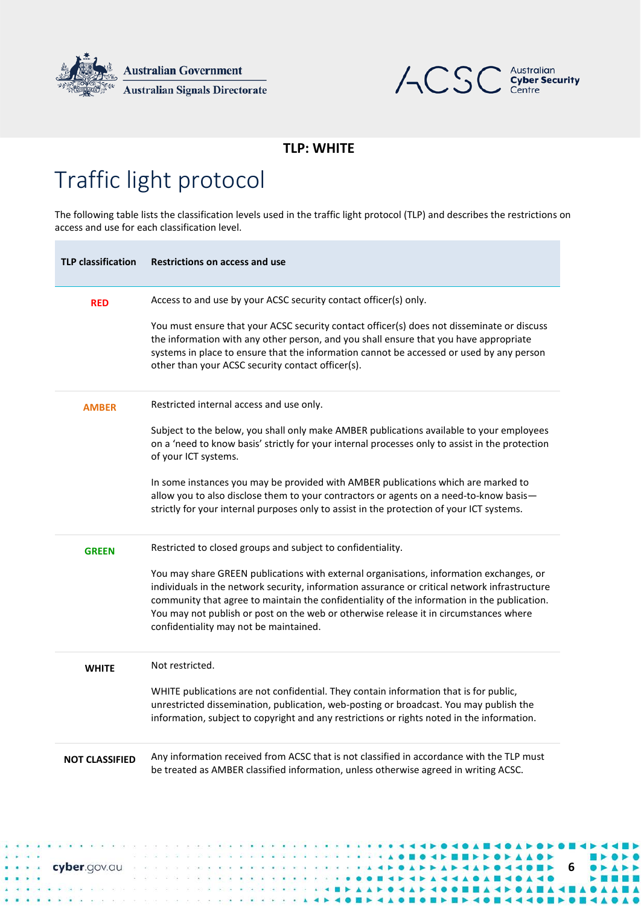**TLP: WHITE**

# Traffic light protocol

The following table lists the classification levels used in the traffic light protocol (TLP) and describes the restrictions on access and use for each classification level.

| TLP classification | Restrictions on access and use |
|---|---|
| **RED** | Access to and use by your ACSC security contact officer(s) only.<br><br>You must ensure that your ACSC security contact officer(s) does not disseminate or discuss the information with any other person, and you shall ensure that you have appropriate systems in place to ensure that the information cannot be accessed or used by any person other than your ACSC security contact officer(s). |
| **AMBER** | Restricted internal access and use only.<br><br>Subject to the below, you shall only make AMBER publications available to your employees on a 'need to know basis' strictly for your internal processes only to assist in the protection of your ICT systems.<br><br>In some instances you may be provided with AMBER publications which are marked to allow you to also disclose them to your contractors or agents on a need-to-know basis—strictly for your internal purposes only to assist in the protection of your ICT systems. |
| **GREEN** | Restricted to closed groups and subject to confidentiality.<br><br>You may share GREEN publications with external organisations, information exchanges, or individuals in the network security, information assurance or critical network infrastructure community that agree to maintain the confidentiality of the information in the publication. You may not publish or post on the web or otherwise release it in circumstances where confidentiality may not be maintained. |
| **WHITE** | Not restricted.<br><br>WHITE publications are not confidential. They contain information that is for public, unrestricted dissemination, publication, web-posting or broadcast. You may publish the information, subject to copyright and any restrictions or rights noted in the information. |
| **NOT CLASSIFIED** | Any information received from ACSC that is not classified in accordance with the TLP must be treated as AMBER classified information, unless otherwise agreed in writing ACSC. |